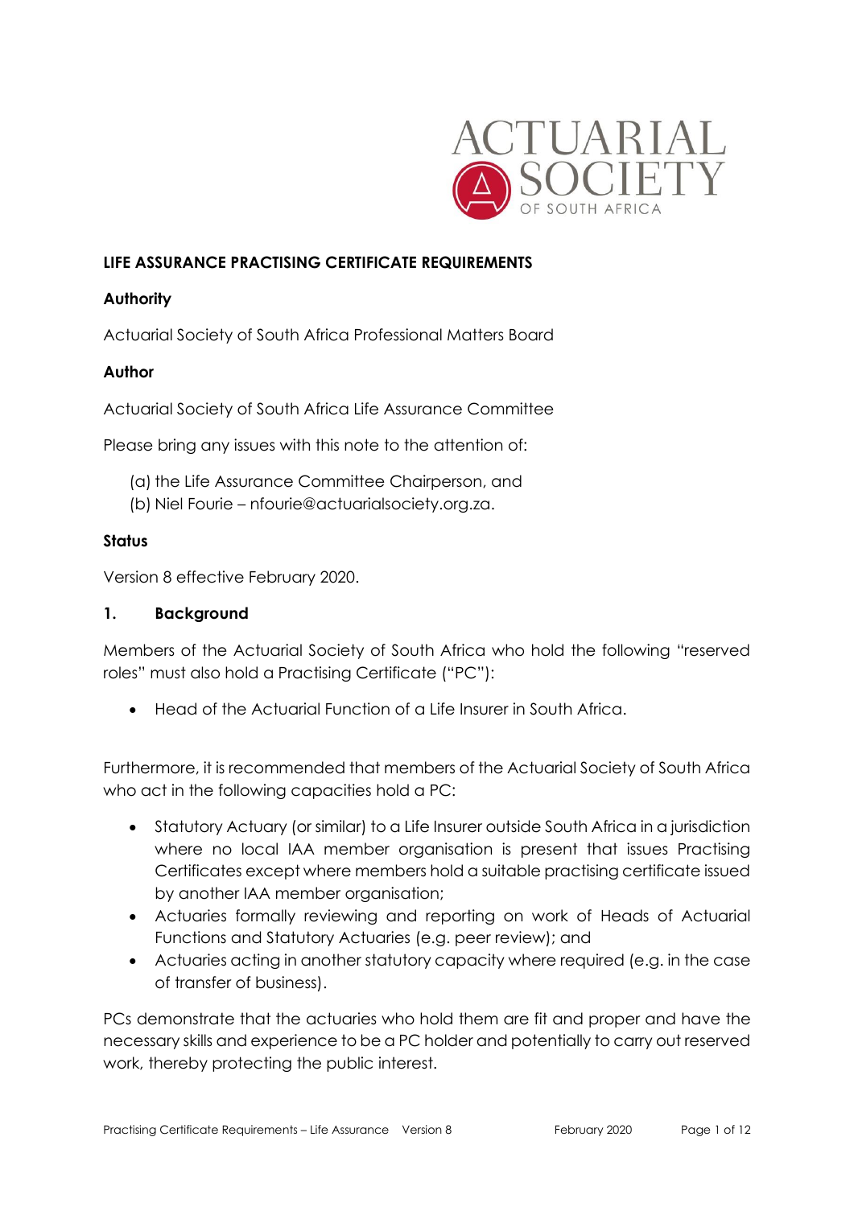# LIFE ASSURANCE PRACTISING CERTIFICATE REQUIREMENTS

**Authority**

Actuarial Society of South Africa Professional Matters Board

**Author**

Actuarial Society of South Africa Life Assurance Committee

Please bring any issues with this note to the attention of:

(a) the Life Assurance Committee Chairperson, and
(b) Niel Fourie – nfourie@actuarialsociety.org.za.

**Status**

Version 8 effective February 2020.

## 1. Background

Members of the Actuarial Society of South Africa who hold the following "reserved roles" must also hold a Practising Certificate ("PC"):

- Head of the Actuarial Function of a Life Insurer in South Africa.

Furthermore, it is recommended that members of the Actuarial Society of South Africa who act in the following capacities hold a PC:

- Statutory Actuary (or similar) to a Life Insurer outside South Africa in a jurisdiction where no local IAA member organisation is present that issues Practising Certificates except where members hold a suitable practising certificate issued by another IAA member organisation;
- Actuaries formally reviewing and reporting on work of Heads of Actuarial Functions and Statutory Actuaries (e.g. peer review); and
- Actuaries acting in another statutory capacity where required (e.g. in the case of transfer of business).

PCs demonstrate that the actuaries who hold them are fit and proper and have the necessary skills and experience to be a PC holder and potentially to carry out reserved work, thereby protecting the public interest.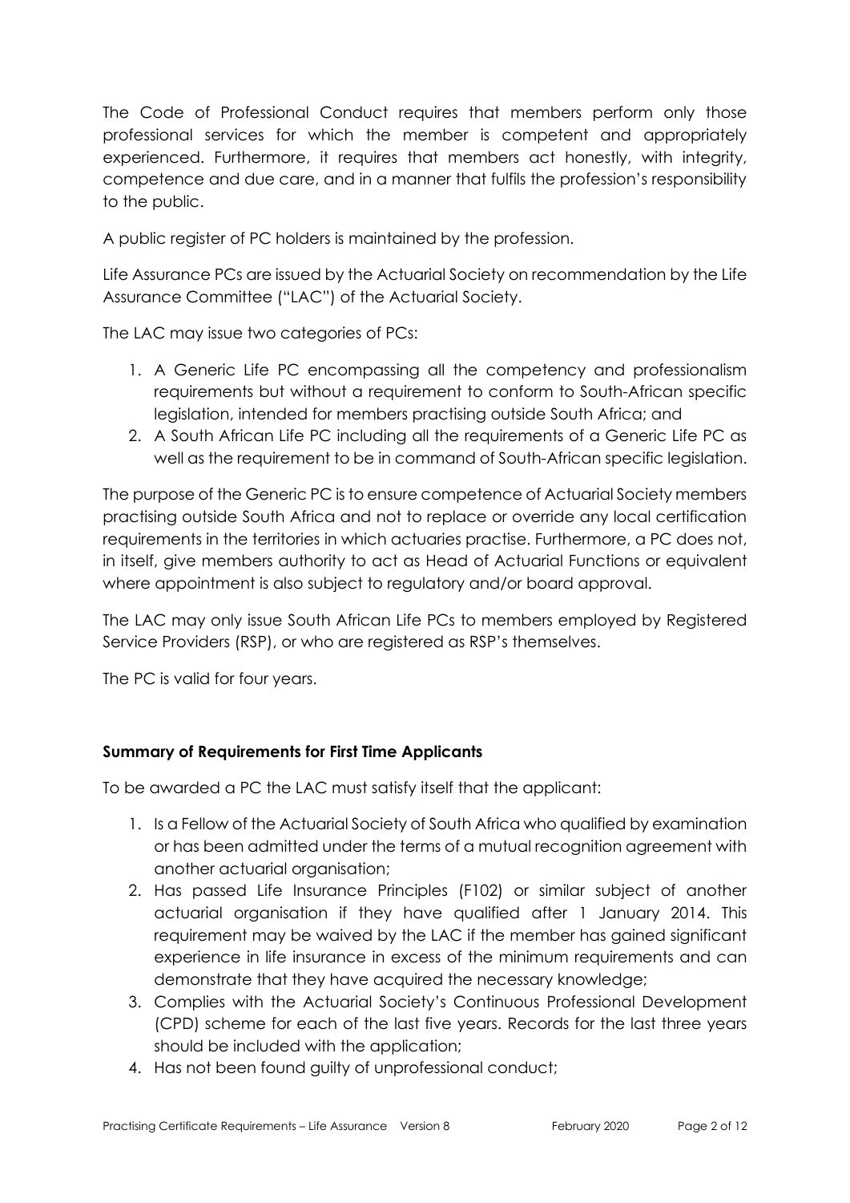The Code of Professional Conduct requires that members perform only those professional services for which the member is competent and appropriately experienced. Furthermore, it requires that members act honestly, with integrity, competence and due care, and in a manner that fulfils the profession's responsibility to the public.

A public register of PC holders is maintained by the profession.

Life Assurance PCs are issued by the Actuarial Society on recommendation by the Life Assurance Committee ("LAC") of the Actuarial Society.

The LAC may issue two categories of PCs:

1. A Generic Life PC encompassing all the competency and professionalism requirements but without a requirement to conform to South-African specific legislation, intended for members practising outside South Africa; and
2. A South African Life PC including all the requirements of a Generic Life PC as well as the requirement to be in command of South-African specific legislation.

The purpose of the Generic PC is to ensure competence of Actuarial Society members practising outside South Africa and not to replace or override any local certification requirements in the territories in which actuaries practise. Furthermore, a PC does not, in itself, give members authority to act as Head of Actuarial Functions or equivalent where appointment is also subject to regulatory and/or board approval.

The LAC may only issue South African Life PCs to members employed by Registered Service Providers (RSP), or who are registered as RSP's themselves.

The PC is valid for four years.

**Summary of Requirements for First Time Applicants**

To be awarded a PC the LAC must satisfy itself that the applicant:

1. Is a Fellow of the Actuarial Society of South Africa who qualified by examination or has been admitted under the terms of a mutual recognition agreement with another actuarial organisation;
2. Has passed Life Insurance Principles (F102) or similar subject of another actuarial organisation if they have qualified after 1 January 2014. This requirement may be waived by the LAC if the member has gained significant experience in life insurance in excess of the minimum requirements and can demonstrate that they have acquired the necessary knowledge;
3. Complies with the Actuarial Society's Continuous Professional Development (CPD) scheme for each of the last five years. Records for the last three years should be included with the application;
4. Has not been found guilty of unprofessional conduct;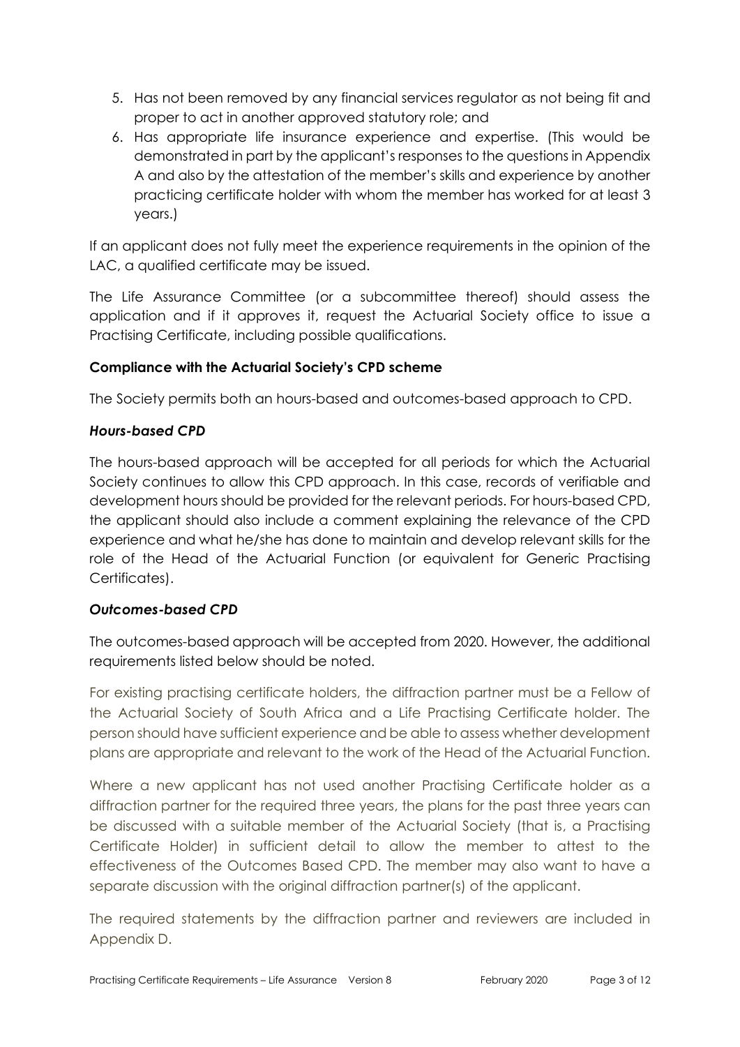5. Has not been removed by any financial services regulator as not being fit and proper to act in another approved statutory role; and
6. Has appropriate life insurance experience and expertise. (This would be demonstrated in part by the applicant's responses to the questions in Appendix A and also by the attestation of the member's skills and experience by another practicing certificate holder with whom the member has worked for at least 3 years.)

If an applicant does not fully meet the experience requirements in the opinion of the LAC, a qualified certificate may be issued.

The Life Assurance Committee (or a subcommittee thereof) should assess the application and if it approves it, request the Actuarial Society office to issue a Practising Certificate, including possible qualifications.

**Compliance with the Actuarial Society's CPD scheme**

The Society permits both an hours-based and outcomes-based approach to CPD.

***Hours-based CPD***

The hours-based approach will be accepted for all periods for which the Actuarial Society continues to allow this CPD approach. In this case, records of verifiable and development hours should be provided for the relevant periods. For hours-based CPD, the applicant should also include a comment explaining the relevance of the CPD experience and what he/she has done to maintain and develop relevant skills for the role of the Head of the Actuarial Function (or equivalent for Generic Practising Certificates).

***Outcomes-based CPD***

The outcomes-based approach will be accepted from 2020. However, the additional requirements listed below should be noted.

For existing practising certificate holders, the diffraction partner must be a Fellow of the Actuarial Society of South Africa and a Life Practising Certificate holder. The person should have sufficient experience and be able to assess whether development plans are appropriate and relevant to the work of the Head of the Actuarial Function.

Where a new applicant has not used another Practising Certificate holder as a diffraction partner for the required three years, the plans for the past three years can be discussed with a suitable member of the Actuarial Society (that is, a Practising Certificate Holder) in sufficient detail to allow the member to attest to the effectiveness of the Outcomes Based CPD. The member may also want to have a separate discussion with the original diffraction partner(s) of the applicant.

The required statements by the diffraction partner and reviewers are included in Appendix D.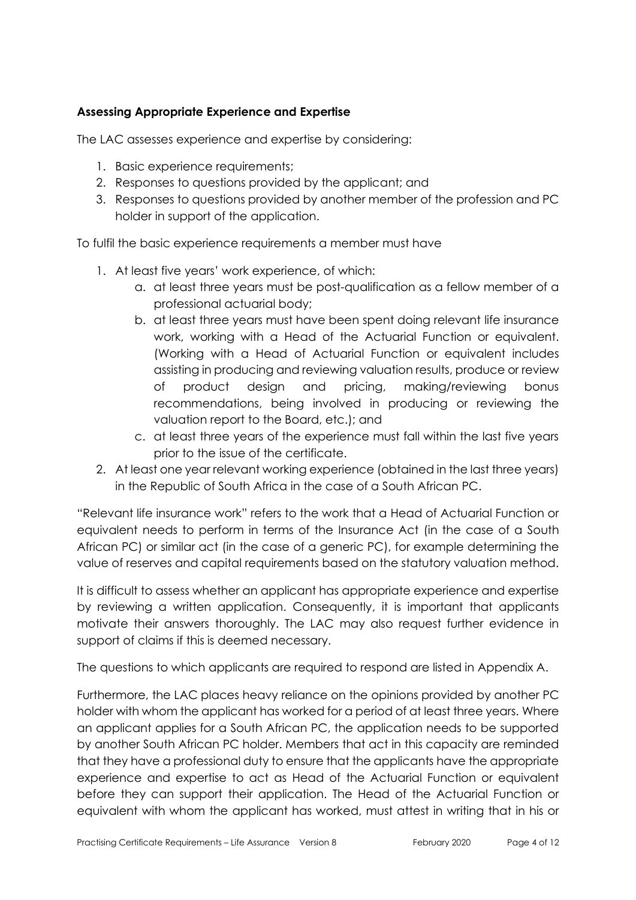**Assessing Appropriate Experience and Expertise**

The LAC assesses experience and expertise by considering:

1. Basic experience requirements;
2. Responses to questions provided by the applicant; and
3. Responses to questions provided by another member of the profession and PC holder in support of the application.

To fulfil the basic experience requirements a member must have

1. At least five years' work experience, of which:
   a. at least three years must be post-qualification as a fellow member of a professional actuarial body;
   b. at least three years must have been spent doing relevant life insurance work, working with a Head of the Actuarial Function or equivalent. (Working with a Head of Actuarial Function or equivalent includes assisting in producing and reviewing valuation results, produce or review of product design and pricing, making/reviewing bonus recommendations, being involved in producing or reviewing the valuation report to the Board, etc.); and
   c. at least three years of the experience must fall within the last five years prior to the issue of the certificate.
2. At least one year relevant working experience (obtained in the last three years) in the Republic of South Africa in the case of a South African PC.

"Relevant life insurance work" refers to the work that a Head of Actuarial Function or equivalent needs to perform in terms of the Insurance Act (in the case of a South African PC) or similar act (in the case of a generic PC), for example determining the value of reserves and capital requirements based on the statutory valuation method.

It is difficult to assess whether an applicant has appropriate experience and expertise by reviewing a written application. Consequently, it is important that applicants motivate their answers thoroughly. The LAC may also request further evidence in support of claims if this is deemed necessary.

The questions to which applicants are required to respond are listed in Appendix A.

Furthermore, the LAC places heavy reliance on the opinions provided by another PC holder with whom the applicant has worked for a period of at least three years. Where an applicant applies for a South African PC, the application needs to be supported by another South African PC holder. Members that act in this capacity are reminded that they have a professional duty to ensure that the applicants have the appropriate experience and expertise to act as Head of the Actuarial Function or equivalent before they can support their application. The Head of the Actuarial Function or equivalent with whom the applicant has worked, must attest in writing that in his or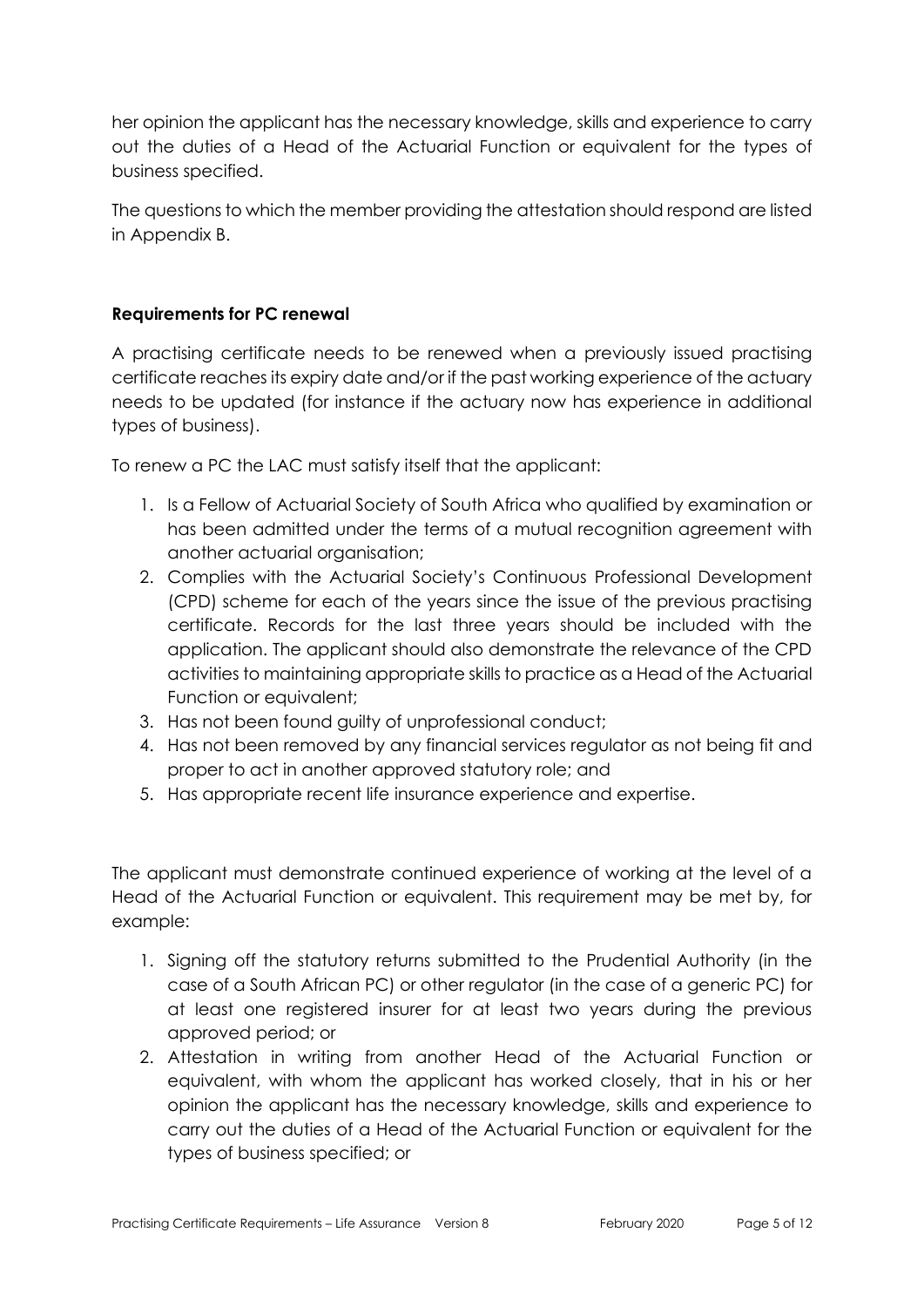her opinion the applicant has the necessary knowledge, skills and experience to carry out the duties of a Head of the Actuarial Function or equivalent for the types of business specified.

The questions to which the member providing the attestation should respond are listed in Appendix B.

**Requirements for PC renewal**

A practising certificate needs to be renewed when a previously issued practising certificate reaches its expiry date and/or if the past working experience of the actuary needs to be updated (for instance if the actuary now has experience in additional types of business).

To renew a PC the LAC must satisfy itself that the applicant:

1. Is a Fellow of Actuarial Society of South Africa who qualified by examination or has been admitted under the terms of a mutual recognition agreement with another actuarial organisation;
2. Complies with the Actuarial Society's Continuous Professional Development (CPD) scheme for each of the years since the issue of the previous practising certificate. Records for the last three years should be included with the application. The applicant should also demonstrate the relevance of the CPD activities to maintaining appropriate skills to practice as a Head of the Actuarial Function or equivalent;
3. Has not been found guilty of unprofessional conduct;
4. Has not been removed by any financial services regulator as not being fit and proper to act in another approved statutory role; and
5. Has appropriate recent life insurance experience and expertise.

The applicant must demonstrate continued experience of working at the level of a Head of the Actuarial Function or equivalent. This requirement may be met by, for example:

1. Signing off the statutory returns submitted to the Prudential Authority (in the case of a South African PC) or other regulator (in the case of a generic PC) for at least one registered insurer for at least two years during the previous approved period; or
2. Attestation in writing from another Head of the Actuarial Function or equivalent, with whom the applicant has worked closely, that in his or her opinion the applicant has the necessary knowledge, skills and experience to carry out the duties of a Head of the Actuarial Function or equivalent for the types of business specified; or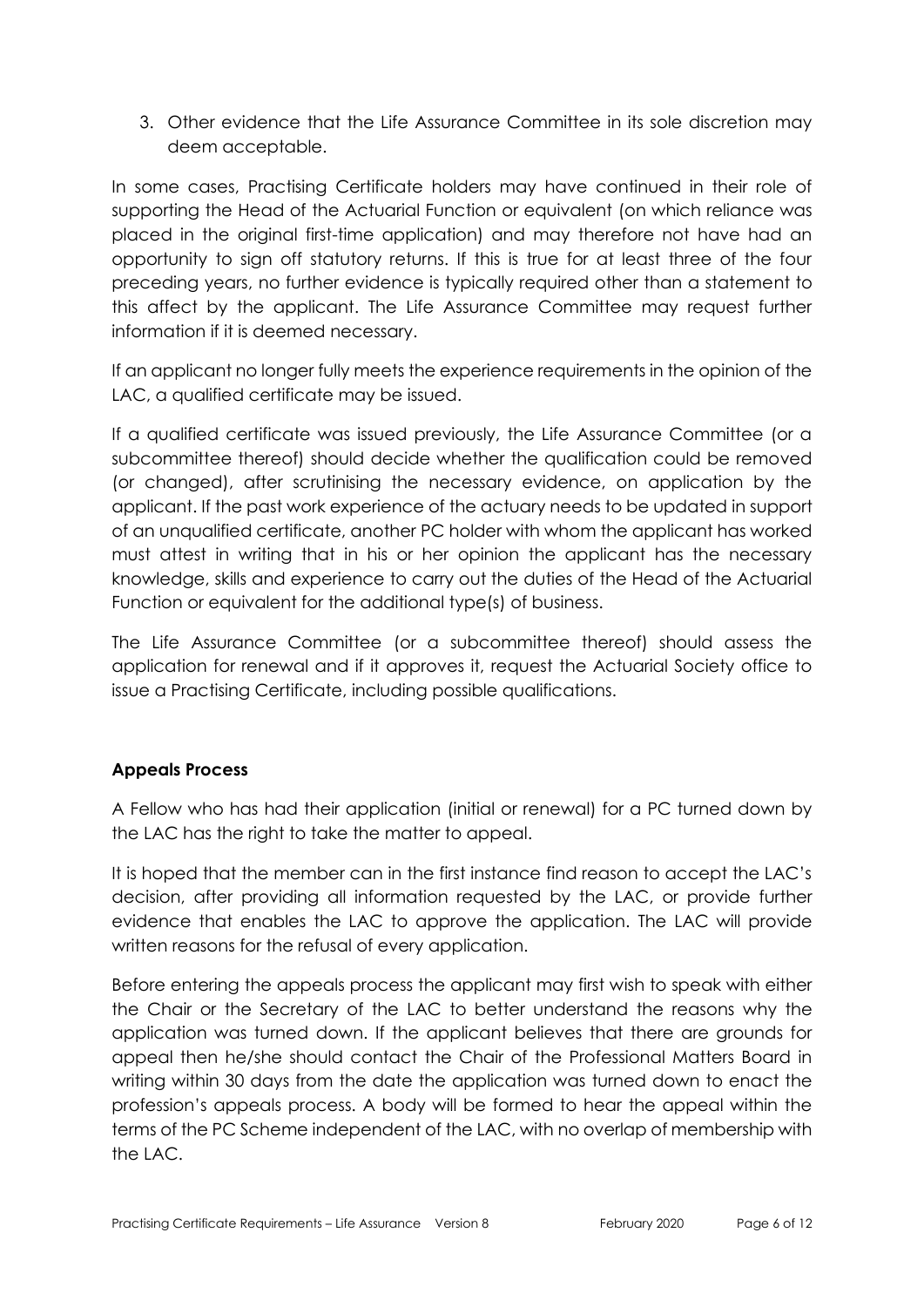3. Other evidence that the Life Assurance Committee in its sole discretion may deem acceptable.

In some cases, Practising Certificate holders may have continued in their role of supporting the Head of the Actuarial Function or equivalent (on which reliance was placed in the original first-time application) and may therefore not have had an opportunity to sign off statutory returns. If this is true for at least three of the four preceding years, no further evidence is typically required other than a statement to this affect by the applicant. The Life Assurance Committee may request further information if it is deemed necessary.

If an applicant no longer fully meets the experience requirements in the opinion of the LAC, a qualified certificate may be issued.

If a qualified certificate was issued previously, the Life Assurance Committee (or a subcommittee thereof) should decide whether the qualification could be removed (or changed), after scrutinising the necessary evidence, on application by the applicant. If the past work experience of the actuary needs to be updated in support of an unqualified certificate, another PC holder with whom the applicant has worked must attest in writing that in his or her opinion the applicant has the necessary knowledge, skills and experience to carry out the duties of the Head of the Actuarial Function or equivalent for the additional type(s) of business.

The Life Assurance Committee (or a subcommittee thereof) should assess the application for renewal and if it approves it, request the Actuarial Society office to issue a Practising Certificate, including possible qualifications.

**Appeals Process**

A Fellow who has had their application (initial or renewal) for a PC turned down by the LAC has the right to take the matter to appeal.

It is hoped that the member can in the first instance find reason to accept the LAC's decision, after providing all information requested by the LAC, or provide further evidence that enables the LAC to approve the application. The LAC will provide written reasons for the refusal of every application.

Before entering the appeals process the applicant may first wish to speak with either the Chair or the Secretary of the LAC to better understand the reasons why the application was turned down. If the applicant believes that there are grounds for appeal then he/she should contact the Chair of the Professional Matters Board in writing within 30 days from the date the application was turned down to enact the profession's appeals process. A body will be formed to hear the appeal within the terms of the PC Scheme independent of the LAC, with no overlap of membership with the LAC.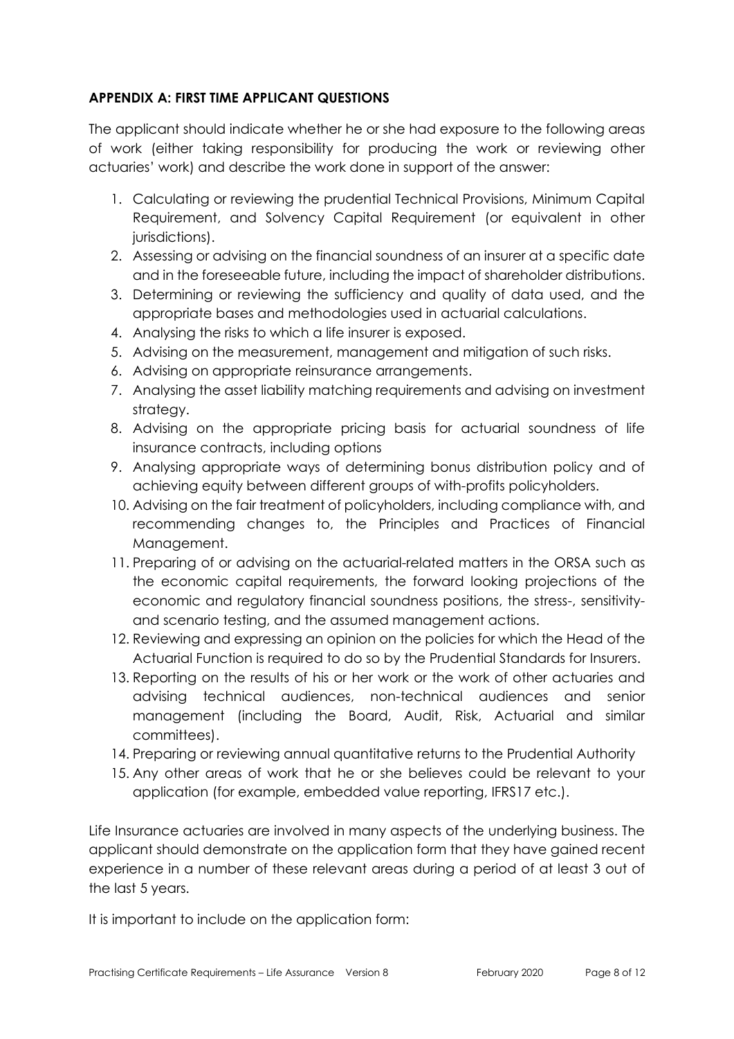**APPENDIX A: FIRST TIME APPLICANT QUESTIONS**

The applicant should indicate whether he or she had exposure to the following areas of work (either taking responsibility for producing the work or reviewing other actuaries' work) and describe the work done in support of the answer:

1. Calculating or reviewing the prudential Technical Provisions, Minimum Capital Requirement, and Solvency Capital Requirement (or equivalent in other jurisdictions).
2. Assessing or advising on the financial soundness of an insurer at a specific date and in the foreseeable future, including the impact of shareholder distributions.
3. Determining or reviewing the sufficiency and quality of data used, and the appropriate bases and methodologies used in actuarial calculations.
4. Analysing the risks to which a life insurer is exposed.
5. Advising on the measurement, management and mitigation of such risks.
6. Advising on appropriate reinsurance arrangements.
7. Analysing the asset liability matching requirements and advising on investment strategy.
8. Advising on the appropriate pricing basis for actuarial soundness of life insurance contracts, including options
9. Analysing appropriate ways of determining bonus distribution policy and of achieving equity between different groups of with-profits policyholders.
10. Advising on the fair treatment of policyholders, including compliance with, and recommending changes to, the Principles and Practices of Financial Management.
11. Preparing of or advising on the actuarial-related matters in the ORSA such as the economic capital requirements, the forward looking projections of the economic and regulatory financial soundness positions, the stress-, sensitivity- and scenario testing, and the assumed management actions.
12. Reviewing and expressing an opinion on the policies for which the Head of the Actuarial Function is required to do so by the Prudential Standards for Insurers.
13. Reporting on the results of his or her work or the work of other actuaries and advising technical audiences, non-technical audiences and senior management (including the Board, Audit, Risk, Actuarial and similar committees).
14. Preparing or reviewing annual quantitative returns to the Prudential Authority
15. Any other areas of work that he or she believes could be relevant to your application (for example, embedded value reporting, IFRS17 etc.).

Life Insurance actuaries are involved in many aspects of the underlying business. The applicant should demonstrate on the application form that they have gained recent experience in a number of these relevant areas during a period of at least 3 out of the last 5 years.

It is important to include on the application form: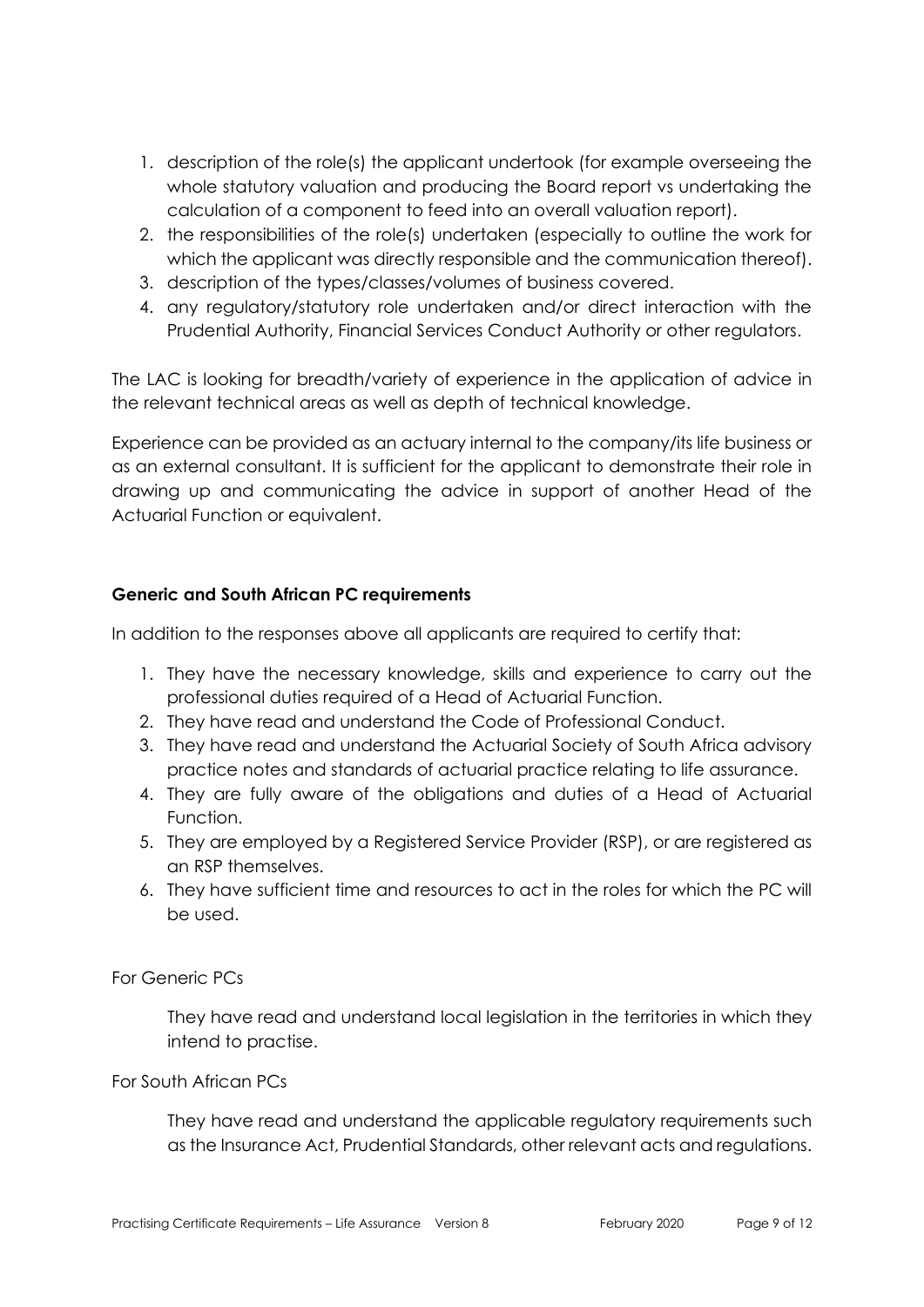1. description of the role(s) the applicant undertook (for example overseeing the whole statutory valuation and producing the Board report vs undertaking the calculation of a component to feed into an overall valuation report).
2. the responsibilities of the role(s) undertaken (especially to outline the work for which the applicant was directly responsible and the communication thereof).
3. description of the types/classes/volumes of business covered.
4. any regulatory/statutory role undertaken and/or direct interaction with the Prudential Authority, Financial Services Conduct Authority or other regulators.

The LAC is looking for breadth/variety of experience in the application of advice in the relevant technical areas as well as depth of technical knowledge.

Experience can be provided as an actuary internal to the company/its life business or as an external consultant. It is sufficient for the applicant to demonstrate their role in drawing up and communicating the advice in support of another Head of the Actuarial Function or equivalent.

**Generic and South African PC requirements**

In addition to the responses above all applicants are required to certify that:

1. They have the necessary knowledge, skills and experience to carry out the professional duties required of a Head of Actuarial Function.
2. They have read and understand the Code of Professional Conduct.
3. They have read and understand the Actuarial Society of South Africa advisory practice notes and standards of actuarial practice relating to life assurance.
4. They are fully aware of the obligations and duties of a Head of Actuarial Function.
5. They are employed by a Registered Service Provider (RSP), or are registered as an RSP themselves.
6. They have sufficient time and resources to act in the roles for which the PC will be used.

For Generic PCs

> They have read and understand local legislation in the territories in which they intend to practise.

For South African PCs

> They have read and understand the applicable regulatory requirements such as the Insurance Act, Prudential Standards, other relevant acts and regulations.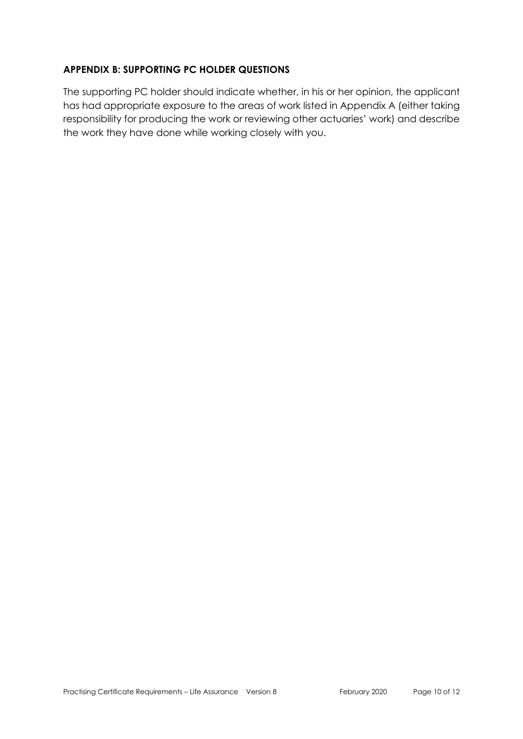## APPENDIX B: SUPPORTING PC HOLDER QUESTIONS

The supporting PC holder should indicate whether, in his or her opinion, the applicant has had appropriate exposure to the areas of work listed in Appendix A (either taking responsibility for producing the work or reviewing other actuaries' work) and describe the work they have done while working closely with you.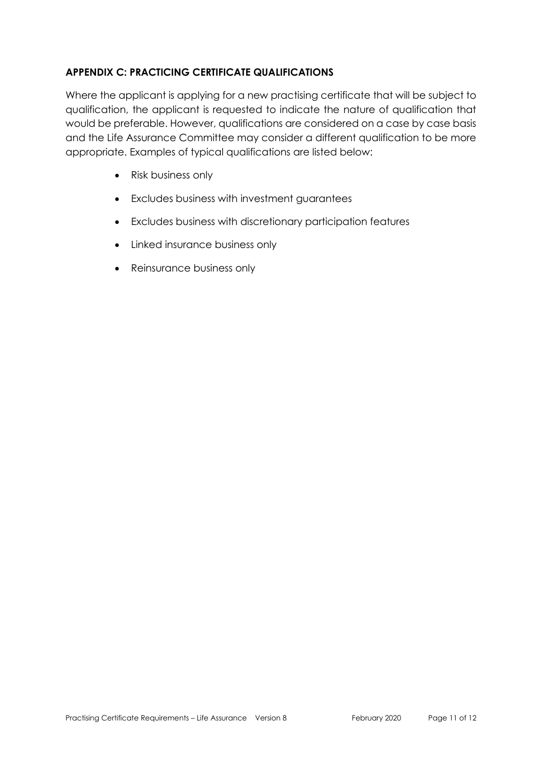## APPENDIX C: PRACTICING CERTIFICATE QUALIFICATIONS

Where the applicant is applying for a new practising certificate that will be subject to qualification, the applicant is requested to indicate the nature of qualification that would be preferable. However, qualifications are considered on a case by case basis and the Life Assurance Committee may consider a different qualification to be more appropriate. Examples of typical qualifications are listed below:

- Risk business only
- Excludes business with investment guarantees
- Excludes business with discretionary participation features
- Linked insurance business only
- Reinsurance business only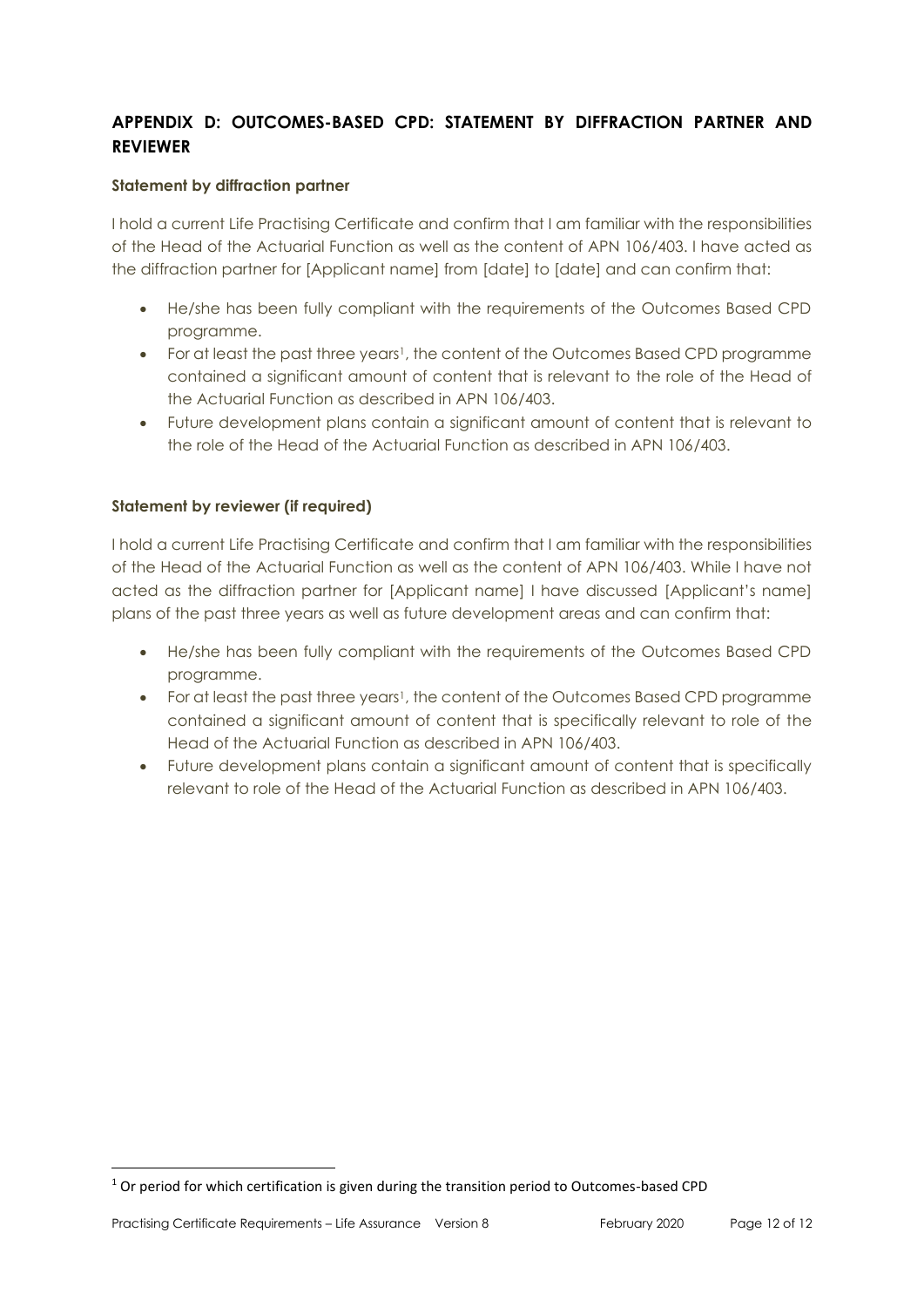## APPENDIX D: OUTCOMES-BASED CPD: STATEMENT BY DIFFRACTION PARTNER AND REVIEWER

### Statement by diffraction partner

I hold a current Life Practising Certificate and confirm that I am familiar with the responsibilities of the Head of the Actuarial Function as well as the content of APN 106/403. I have acted as the diffraction partner for [Applicant name] from [date] to [date] and can confirm that:

- He/she has been fully compliant with the requirements of the Outcomes Based CPD programme.
- For at least the past three years[1], the content of the Outcomes Based CPD programme contained a significant amount of content that is relevant to the role of the Head of the Actuarial Function as described in APN 106/403.
- Future development plans contain a significant amount of content that is relevant to the role of the Head of the Actuarial Function as described in APN 106/403.

### Statement by reviewer (if required)

I hold a current Life Practising Certificate and confirm that I am familiar with the responsibilities of the Head of the Actuarial Function as well as the content of APN 106/403. While I have not acted as the diffraction partner for [Applicant name] I have discussed [Applicant's name] plans of the past three years as well as future development areas and can confirm that:

- He/she has been fully compliant with the requirements of the Outcomes Based CPD programme.
- For at least the past three years[1], the content of the Outcomes Based CPD programme contained a significant amount of content that is specifically relevant to role of the Head of the Actuarial Function as described in APN 106/403.
- Future development plans contain a significant amount of content that is specifically relevant to role of the Head of the Actuarial Function as described in APN 106/403.

[1] Or period for which certification is given during the transition period to Outcomes-based CPD